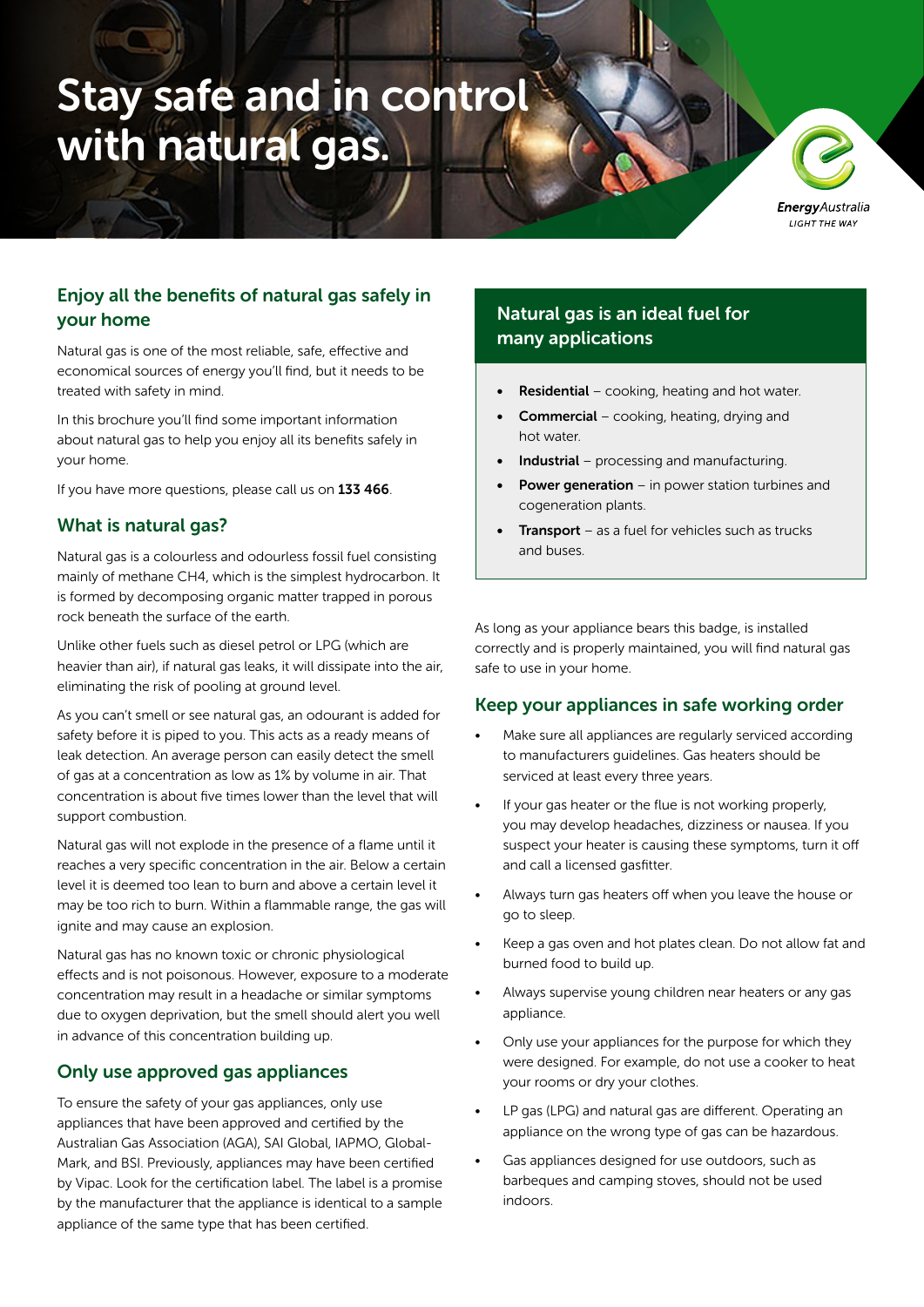# Stay safe and in control with natural gas.

EnergyAustralia
LIGHT THE WAY

## Enjoy all the benefits of natural gas safely in your home

Natural gas is one of the most reliable, safe, effective and economical sources of energy you'll find, but it needs to be treated with safety in mind.

In this brochure you'll find some important information about natural gas to help you enjoy all its benefits safely in your home.

If you have more questions, please call us on **133 466**.

## What is natural gas?

Natural gas is a colourless and odourless fossil fuel consisting mainly of methane CH4, which is the simplest hydrocarbon. It is formed by decomposing organic matter trapped in porous rock beneath the surface of the earth.

Unlike other fuels such as diesel petrol or LPG (which are heavier than air), if natural gas leaks, it will dissipate into the air, eliminating the risk of pooling at ground level.

As you can't smell or see natural gas, an odourant is added for safety before it is piped to you. This acts as a ready means of leak detection. An average person can easily detect the smell of gas at a concentration as low as 1% by volume in air. That concentration is about five times lower than the level that will support combustion.

Natural gas will not explode in the presence of a flame until it reaches a very specific concentration in the air. Below a certain level it is deemed too lean to burn and above a certain level it may be too rich to burn. Within a flammable range, the gas will ignite and may cause an explosion.

Natural gas has no known toxic or chronic physiological effects and is not poisonous. However, exposure to a moderate concentration may result in a headache or similar symptoms due to oxygen deprivation, but the smell should alert you well in advance of this concentration building up.

## Only use approved gas appliances

To ensure the safety of your gas appliances, only use appliances that have been approved and certified by the Australian Gas Association (AGA), SAI Global, IAPMO, Global-Mark, and BSI. Previously, appliances may have been certified by Vipac. Look for the certification label. The label is a promise by the manufacturer that the appliance is identical to a sample appliance of the same type that has been certified.

## Natural gas is an ideal fuel for many applications

- **Residential** – cooking, heating and hot water.
- **Commercial** – cooking, heating, drying and hot water.
- **Industrial** – processing and manufacturing.
- **Power generation** – in power station turbines and cogeneration plants.
- **Transport** – as a fuel for vehicles such as trucks and buses.

As long as your appliance bears this badge, is installed correctly and is properly maintained, you will find natural gas safe to use in your home.

## Keep your appliances in safe working order

- Make sure all appliances are regularly serviced according to manufacturers guidelines. Gas heaters should be serviced at least every three years.
- If your gas heater or the flue is not working properly, you may develop headaches, dizziness or nausea. If you suspect your heater is causing these symptoms, turn it off and call a licensed gasfitter.
- Always turn gas heaters off when you leave the house or go to sleep.
- Keep a gas oven and hot plates clean. Do not allow fat and burned food to build up.
- Always supervise young children near heaters or any gas appliance.
- Only use your appliances for the purpose for which they were designed. For example, do not use a cooker to heat your rooms or dry your clothes.
- LP gas (LPG) and natural gas are different. Operating an appliance on the wrong type of gas can be hazardous.
- Gas appliances designed for use outdoors, such as barbeques and camping stoves, should not be used indoors.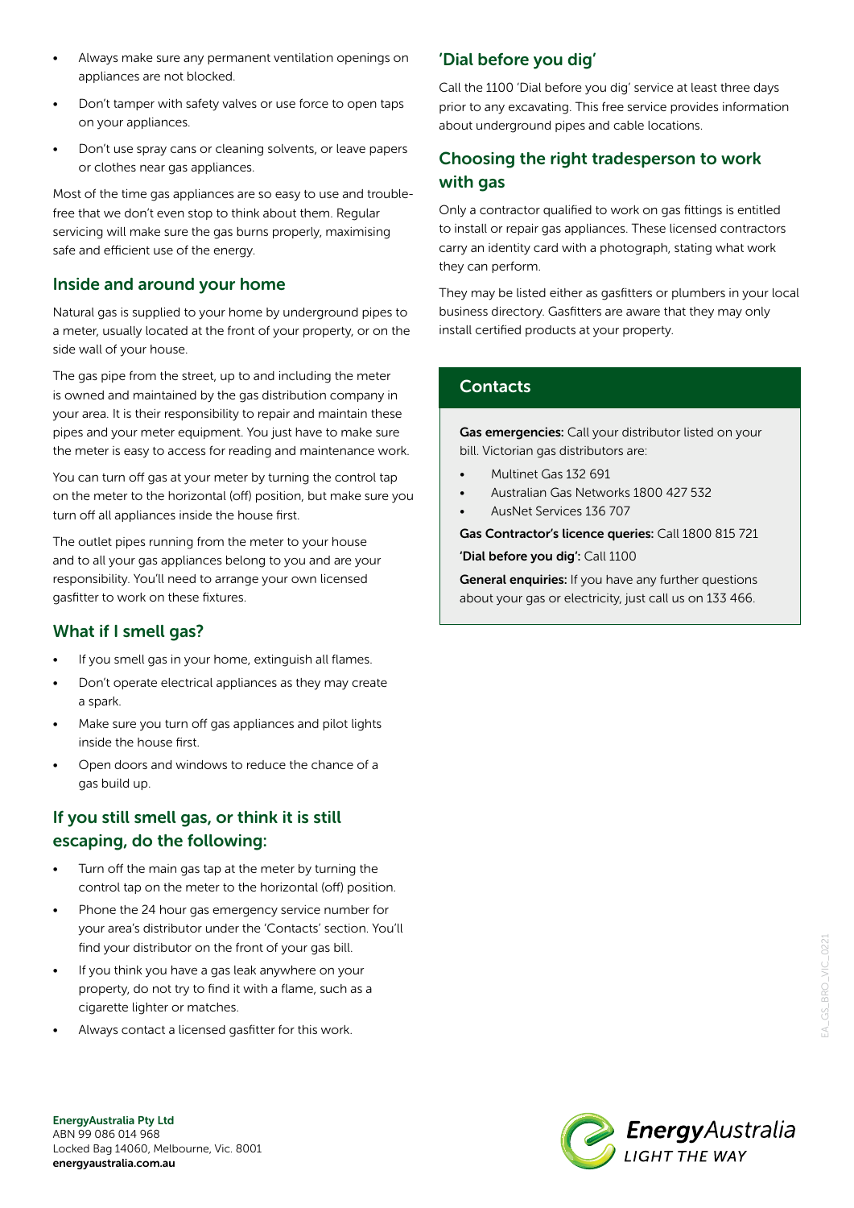- Always make sure any permanent ventilation openings on appliances are not blocked.
- Don't tamper with safety valves or use force to open taps on your appliances.
- Don't use spray cans or cleaning solvents, or leave papers or clothes near gas appliances.

Most of the time gas appliances are so easy to use and trouble-free that we don't even stop to think about them. Regular servicing will make sure the gas burns properly, maximising safe and efficient use of the energy.

## Inside and around your home

Natural gas is supplied to your home by underground pipes to a meter, usually located at the front of your property, or on the side wall of your house.

The gas pipe from the street, up to and including the meter is owned and maintained by the gas distribution company in your area. It is their responsibility to repair and maintain these pipes and your meter equipment. You just have to make sure the meter is easy to access for reading and maintenance work.

You can turn off gas at your meter by turning the control tap on the meter to the horizontal (off) position, but make sure you turn off all appliances inside the house first.

The outlet pipes running from the meter to your house and to all your gas appliances belong to you and are your responsibility. You'll need to arrange your own licensed gasfitter to work on these fixtures.

## What if I smell gas?

- If you smell gas in your home, extinguish all flames.
- Don't operate electrical appliances as they may create a spark.
- Make sure you turn off gas appliances and pilot lights inside the house first.
- Open doors and windows to reduce the chance of a gas build up.

## If you still smell gas, or think it is still escaping, do the following:

- Turn off the main gas tap at the meter by turning the control tap on the meter to the horizontal (off) position.
- Phone the 24 hour gas emergency service number for your area's distributor under the 'Contacts' section. You'll find your distributor on the front of your gas bill.
- If you think you have a gas leak anywhere on your property, do not try to find it with a flame, such as a cigarette lighter or matches.
- Always contact a licensed gasfitter for this work.

## 'Dial before you dig'

Call the 1100 'Dial before you dig' service at least three days prior to any excavating. This free service provides information about underground pipes and cable locations.

## Choosing the right tradesperson to work with gas

Only a contractor qualified to work on gas fittings is entitled to install or repair gas appliances. These licensed contractors carry an identity card with a photograph, stating what work they can perform.

They may be listed either as gasfitters or plumbers in your local business directory. Gasfitters are aware that they may only install certified products at your property.

## Contacts

**Gas emergencies:** Call your distributor listed on your bill. Victorian gas distributors are:

- Multinet Gas 132 691
- Australian Gas Networks 1800 427 532
- AusNet Services 136 707

**Gas Contractor's licence queries:** Call 1800 815 721

**'Dial before you dig':** Call 1100

**General enquiries:** If you have any further questions about your gas or electricity, just call us on 133 466.

**EnergyAustralia Pty Ltd**
ABN 99 086 014 968
Locked Bag 14060, Melbourne, Vic. 8001
**energyaustralia.com.au**

EA_GS_BRO_VIC_0221